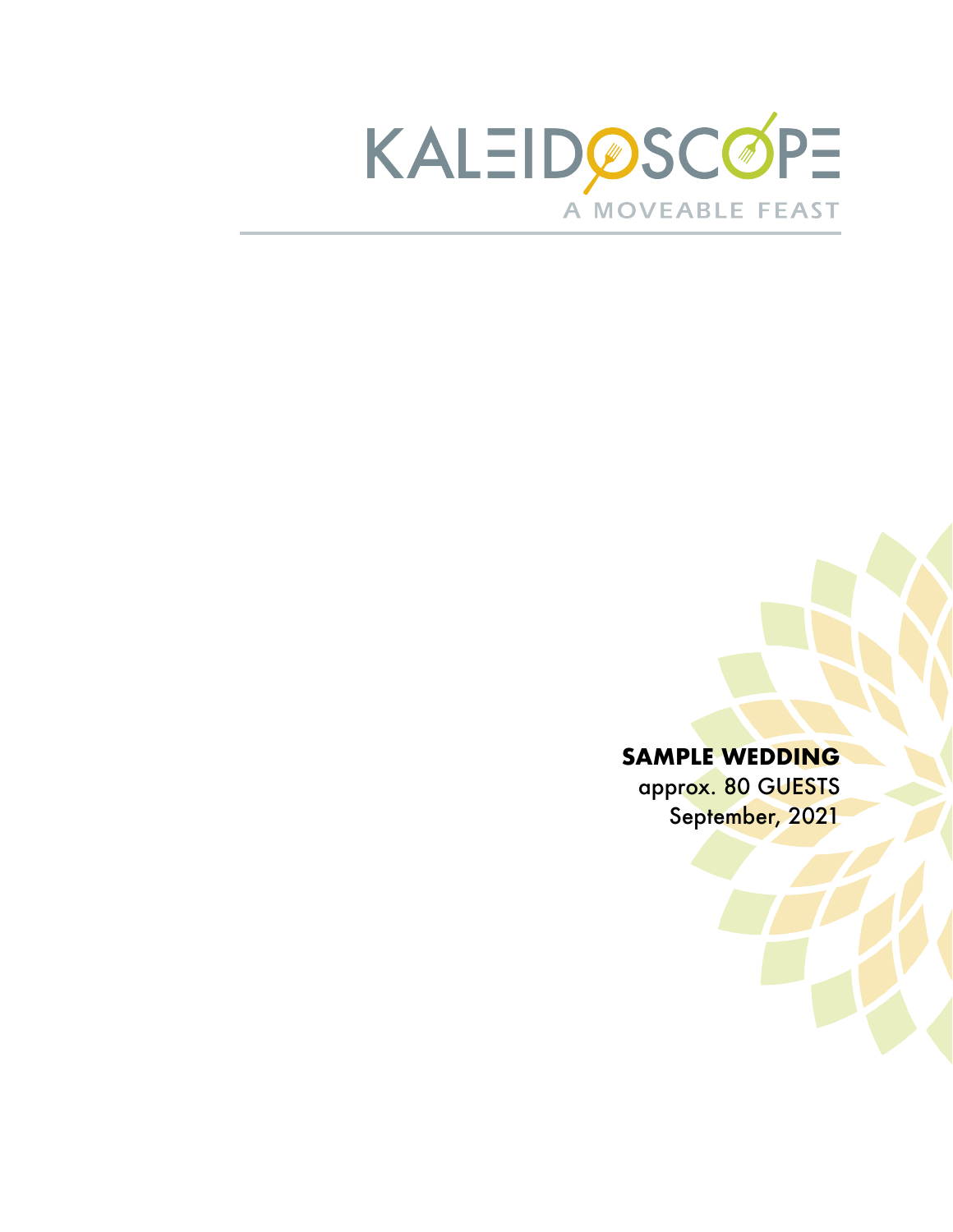# KALEIDOSCOPE

A MOVEABLE FEAST

**SAMPLE WEDDING**

approx. 80 GUESTS

September, 2021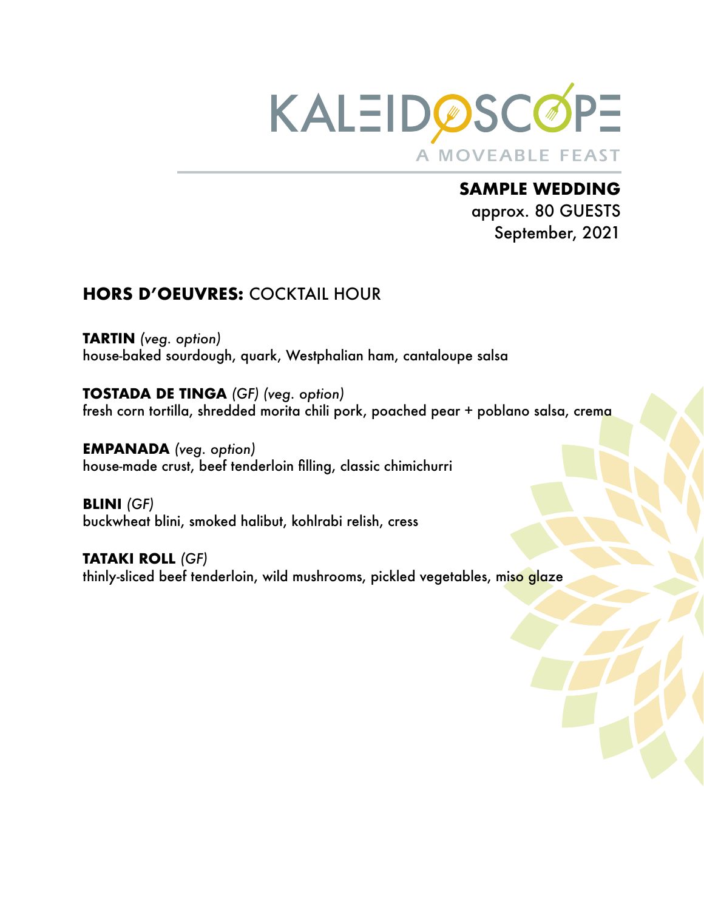# KALEIDOSCOPE

A MOVEABLE FEAST

**SAMPLE WEDDING**
approx. 80 GUESTS
September, 2021

## HORS D'OEUVRES: COCKTAIL HOUR

**TARTIN** *(veg. option)*
house-baked sourdough, quark, Westphalian ham, cantaloupe salsa

**TOSTADA DE TINGA** *(GF) (veg. option)*
fresh corn tortilla, shredded morita chili pork, poached pear + poblano salsa, crema

**EMPANADA** *(veg. option)*
house-made crust, beef tenderloin filling, classic chimichurri

**BLINI** *(GF)*
buckwheat blini, smoked halibut, kohlrabi relish, cress

**TATAKI ROLL** *(GF)*
thinly-sliced beef tenderloin, wild mushrooms, pickled vegetables, miso glaze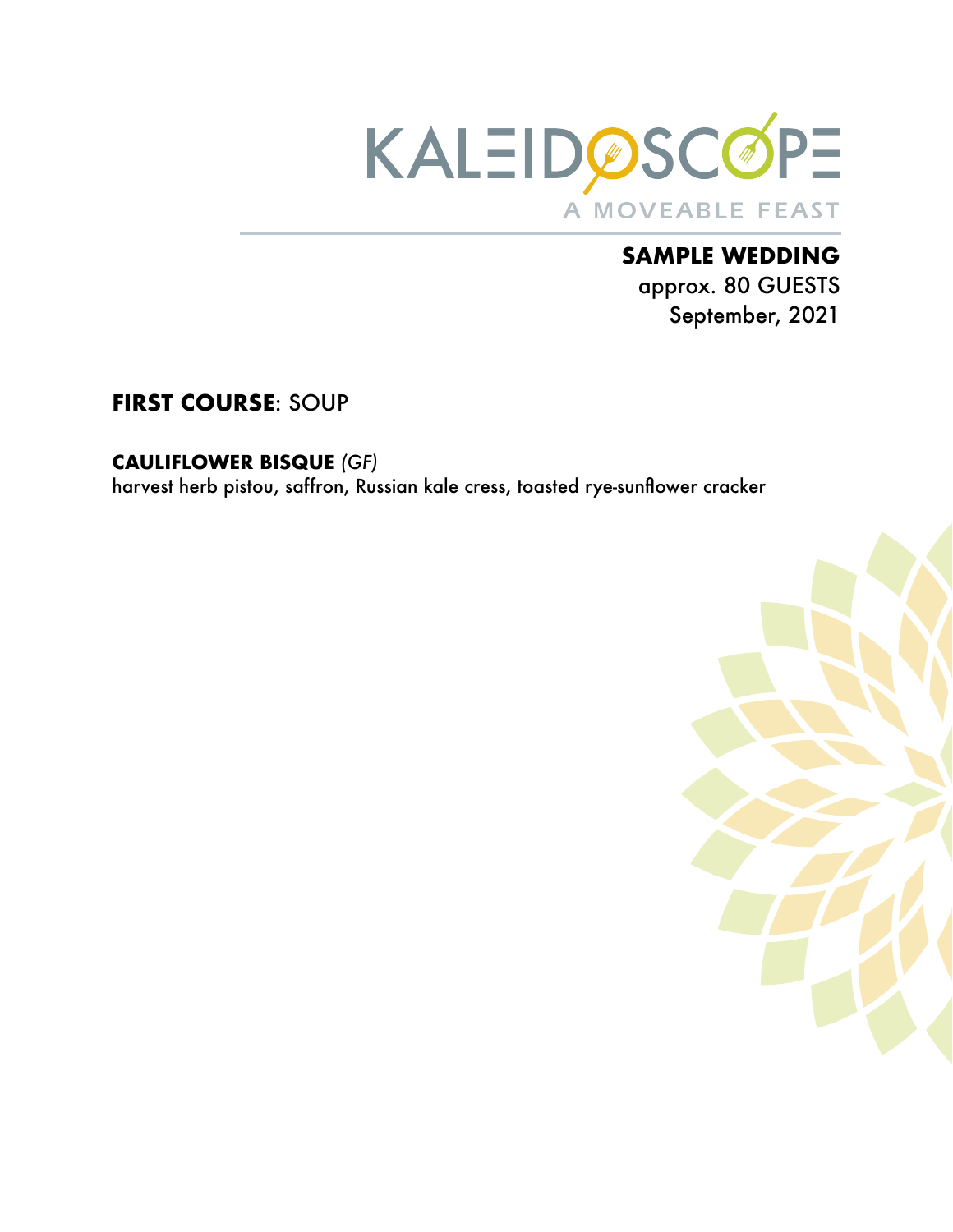KALEIDOSCOPE

A MOVEABLE FEAST

**SAMPLE WEDDING**
approx. 80 GUESTS
September, 2021

## **FIRST COURSE**: SOUP

**CAULIFLOWER BISQUE** *(GF)*
harvest herb pistou, saffron, Russian kale cress, toasted rye-sunflower cracker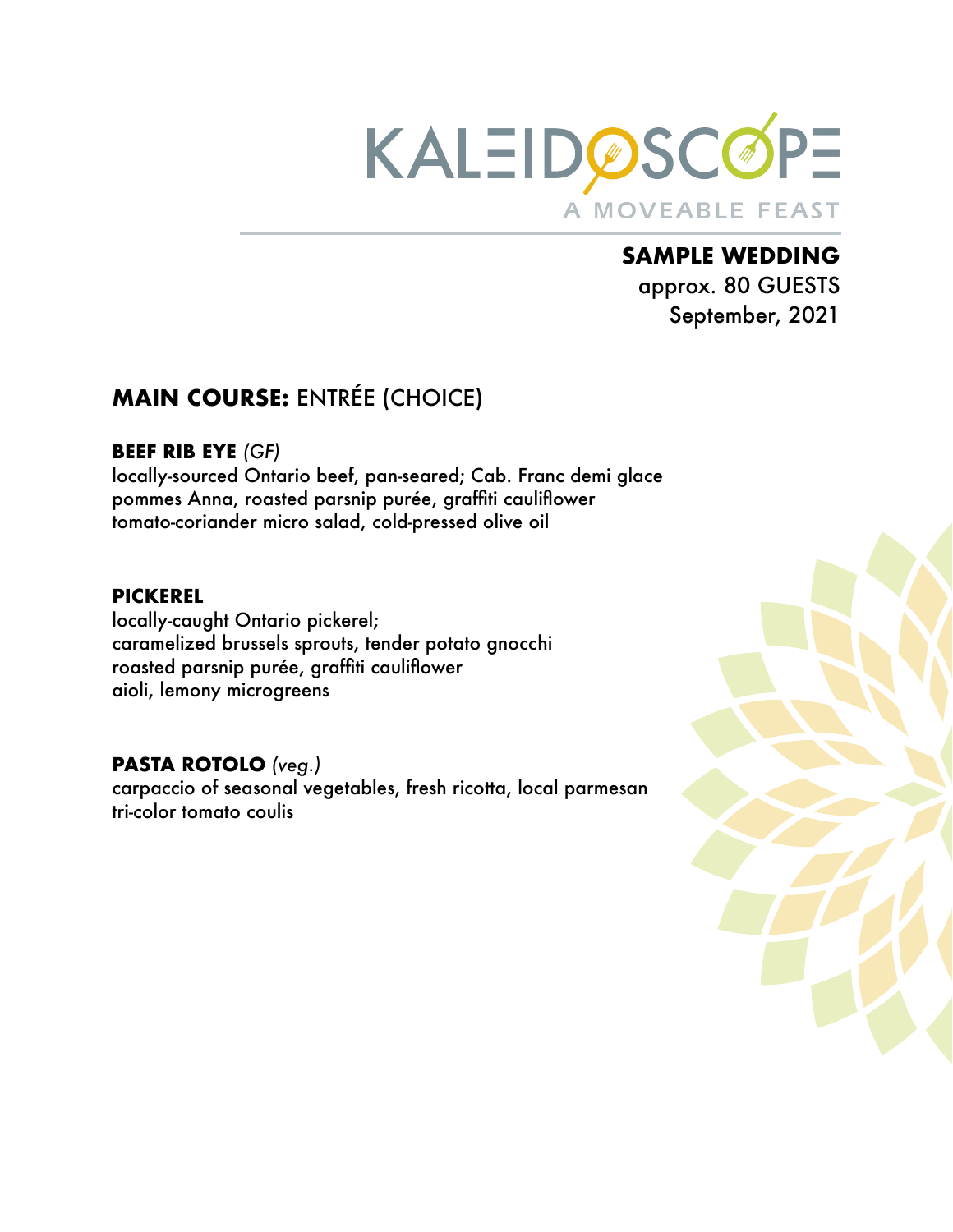# KALEIDOSCOPE

A MOVEABLE FEAST

**SAMPLE WEDDING**
approx. 80 GUESTS
September, 2021

## MAIN COURSE: ENTRÉE (CHOICE)

**BEEF RIB EYE** *(GF)*
locally-sourced Ontario beef, pan-seared; Cab. Franc demi glace
pommes Anna, roasted parsnip purée, graffiti cauliflower
tomato-coriander micro salad, cold-pressed olive oil

**PICKEREL**
locally-caught Ontario pickerel;
caramelized brussels sprouts, tender potato gnocchi
roasted parsnip purée, graffiti cauliflower
aioli, lemony microgreens

**PASTA ROTOLO** *(veg.)*
carpaccio of seasonal vegetables, fresh ricotta, local parmesan
tri-color tomato coulis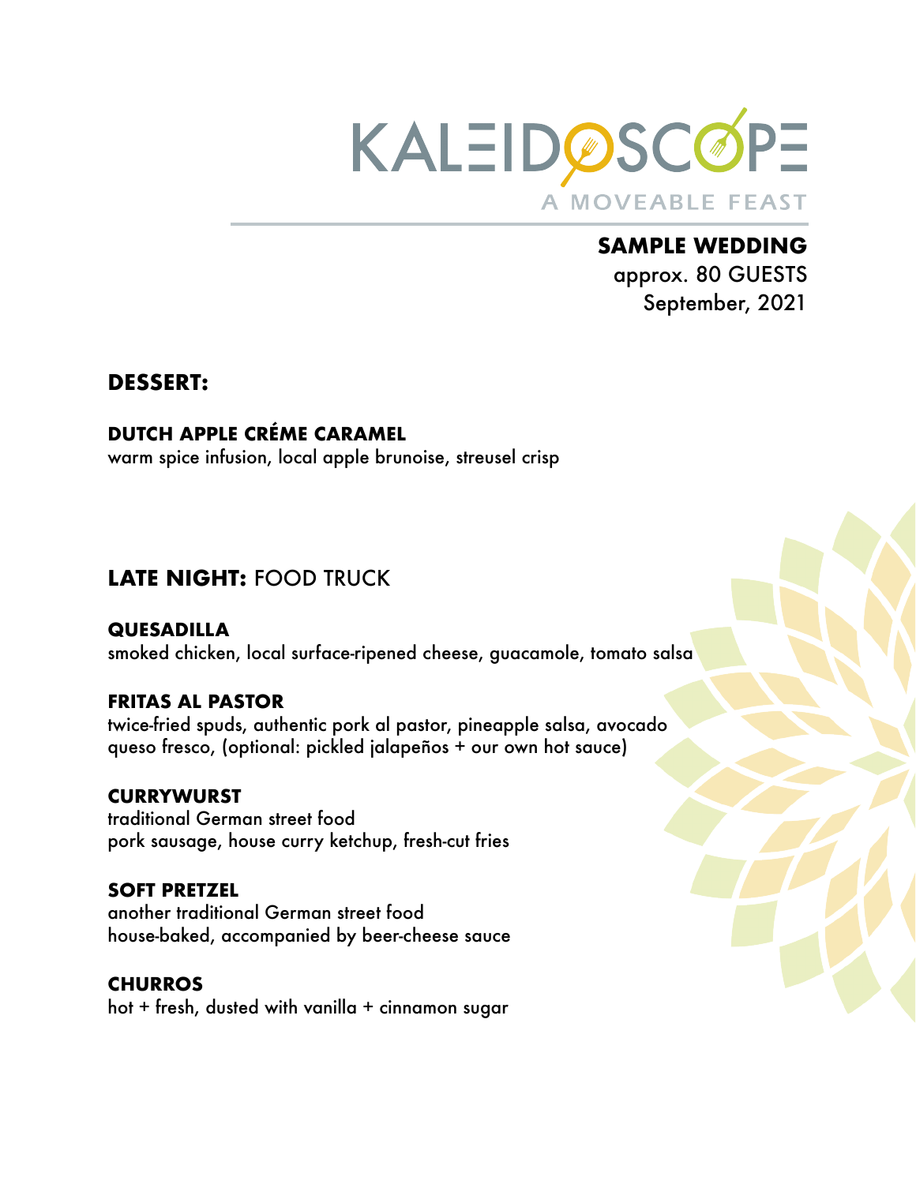# KALEIDOSCOPE

A MOVEABLE FEAST

**SAMPLE WEDDING**
approx. 80 GUESTS
September, 2021

## DESSERT:

**DUTCH APPLE CRÉME CARAMEL**
warm spice infusion, local apple brunoise, streusel crisp

## LATE NIGHT: FOOD TRUCK

**QUESADILLA**
smoked chicken, local surface-ripened cheese, guacamole, tomato salsa

**FRITAS AL PASTOR**
twice-fried spuds, authentic pork al pastor, pineapple salsa, avocado
queso fresco, (optional: pickled jalapeños + our own hot sauce)

**CURRYWURST**
traditional German street food
pork sausage, house curry ketchup, fresh-cut fries

**SOFT PRETZEL**
another traditional German street food
house-baked, accompanied by beer-cheese sauce

**CHURROS**
hot + fresh, dusted with vanilla + cinnamon sugar